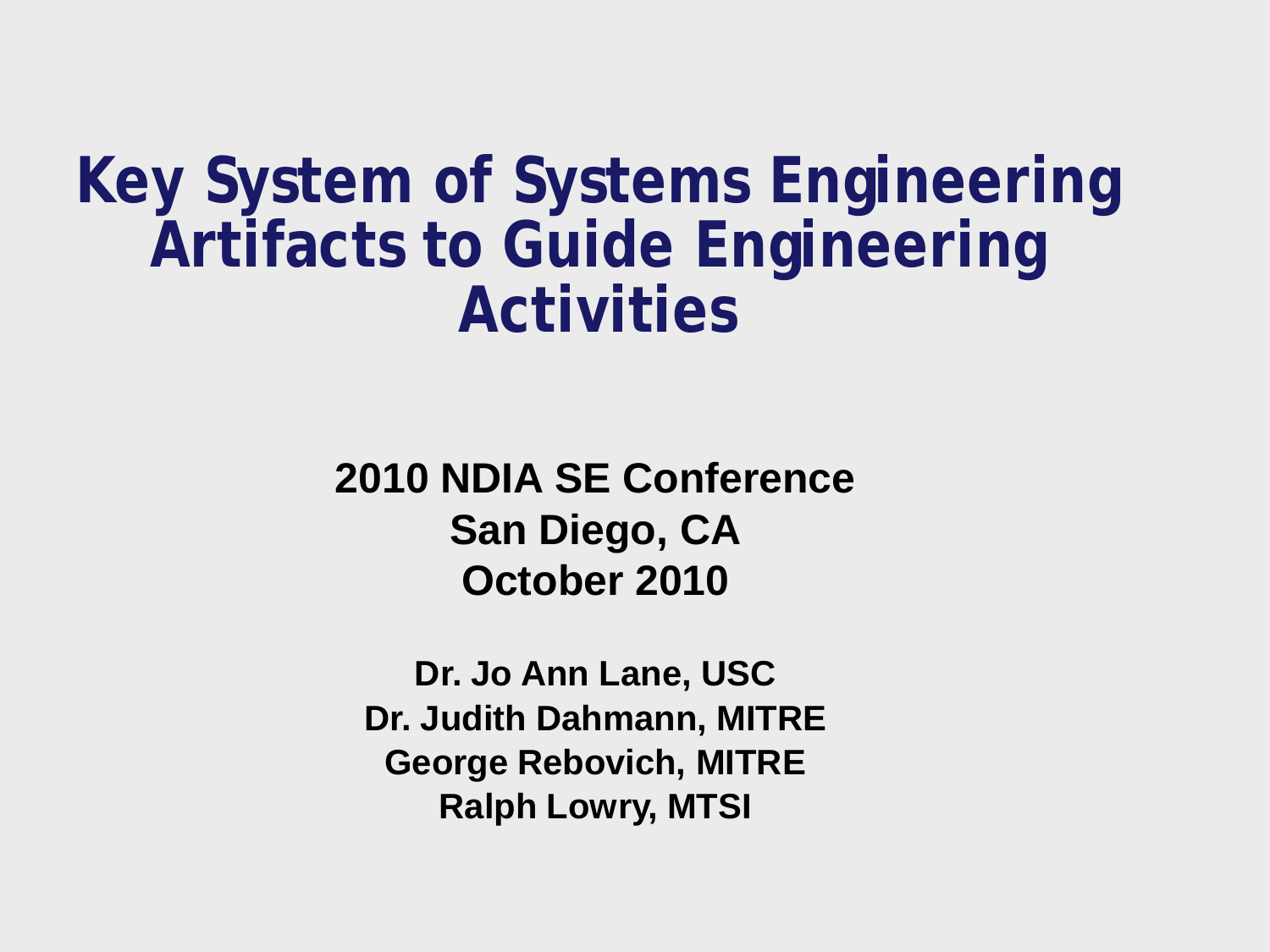# Key System of Systems Engineering Artifacts to Guide Engineering Activities

**2010 NDIA SE Conference**
**San Diego, CA**
**October 2010**

**Dr. Jo Ann Lane, USC**
**Dr. Judith Dahmann, MITRE**
**George Rebovich, MITRE**
**Ralph Lowry, MTSI**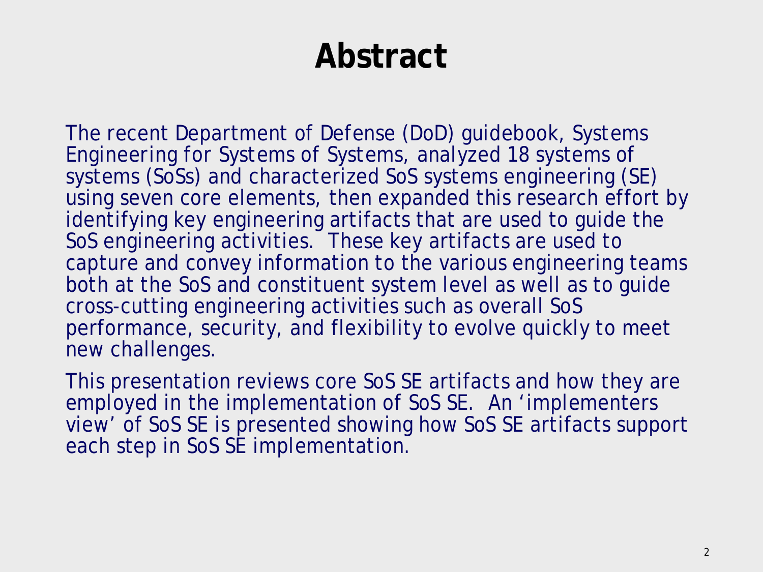# Abstract

The recent Department of Defense (DoD) guidebook, Systems Engineering for Systems of Systems, analyzed 18 systems of systems (SoSs) and characterized SoS systems engineering (SE) using seven core elements, then expanded this research effort by identifying key engineering artifacts that are used to guide the SoS engineering activities. These key artifacts are used to capture and convey information to the various engineering teams both at the SoS and constituent system level as well as to guide cross-cutting engineering activities such as overall SoS performance, security, and flexibility to evolve quickly to meet new challenges.

This presentation reviews core SoS SE artifacts and how they are employed in the implementation of SoS SE. An 'implementers view' of SoS SE is presented showing how SoS SE artifacts support each step in SoS SE implementation.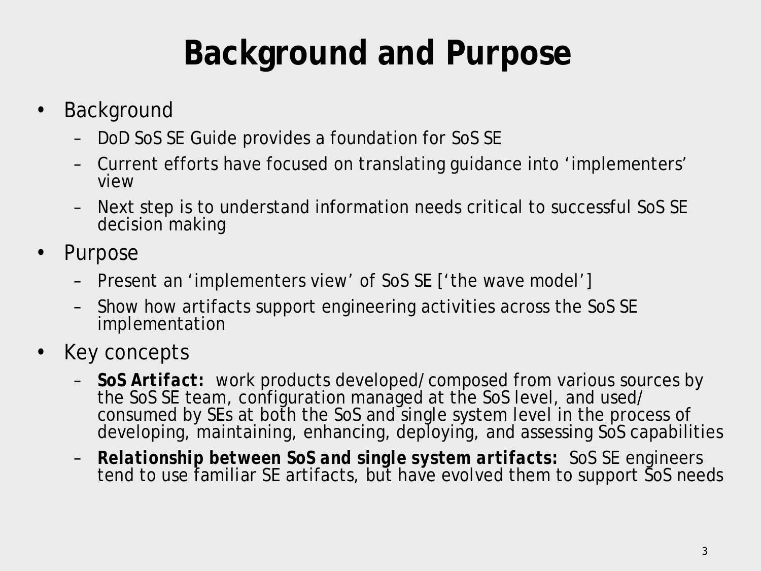# Background and Purpose

- Background
  - DoD SoS SE Guide provides a foundation for SoS SE
  - Current efforts have focused on translating guidance into 'implementers' view
  - Next step is to understand information needs critical to successful SoS SE decision making
- Purpose
  - Present an 'implementers view' of SoS SE ['the wave model']
  - Show how artifacts support engineering activities across the SoS SE implementation
- Key concepts
  - ***SoS Artifact:*** work products developed/composed from various sources by the SoS SE team, configuration managed at the SoS level, and used/consumed by SEs at both the SoS and single system level in the process of developing, maintaining, enhancing, deploying, and assessing SoS capabilities
  - ***Relationship between SoS and single system artifacts:*** SoS SE engineers tend to use familiar SE artifacts, but have evolved them to support SoS needs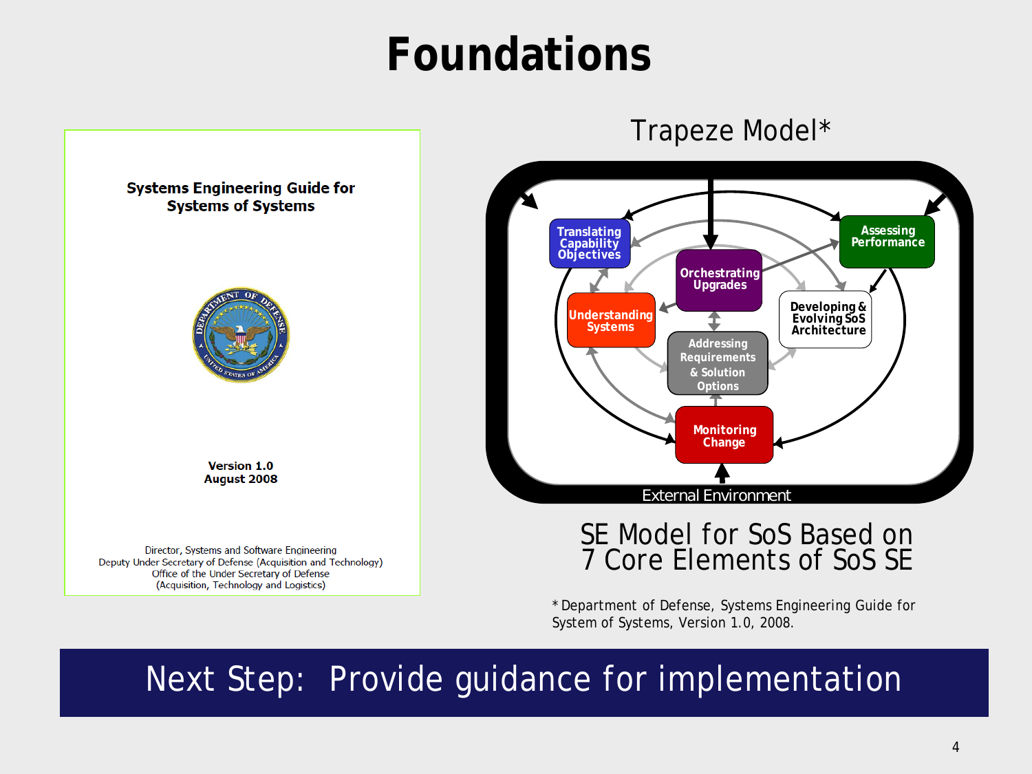# Foundations

**Systems Engineering Guide for Systems of Systems**

**Version 1.0**
**August 2008**

Director, Systems and Software Engineering
Deputy Under Secretary of Defense (Acquisition and Technology)
Office of the Under Secretary of Defense
(Acquisition, Technology and Logistics)

## Trapeze Model*

- Translating Capability Objectives
- Assessing Performance
- Orchestrating Upgrades
- Understanding Systems
- Developing & Evolving SoS Architecture
- Addressing Requirements & Solution Options
- Monitoring Change
- External Environment

SE Model for SoS Based on 7 Core Elements of SoS SE

\* Department of Defense, Systems Engineering Guide for System of Systems, Version 1.0, 2008.

**Next Step: Provide guidance for implementation**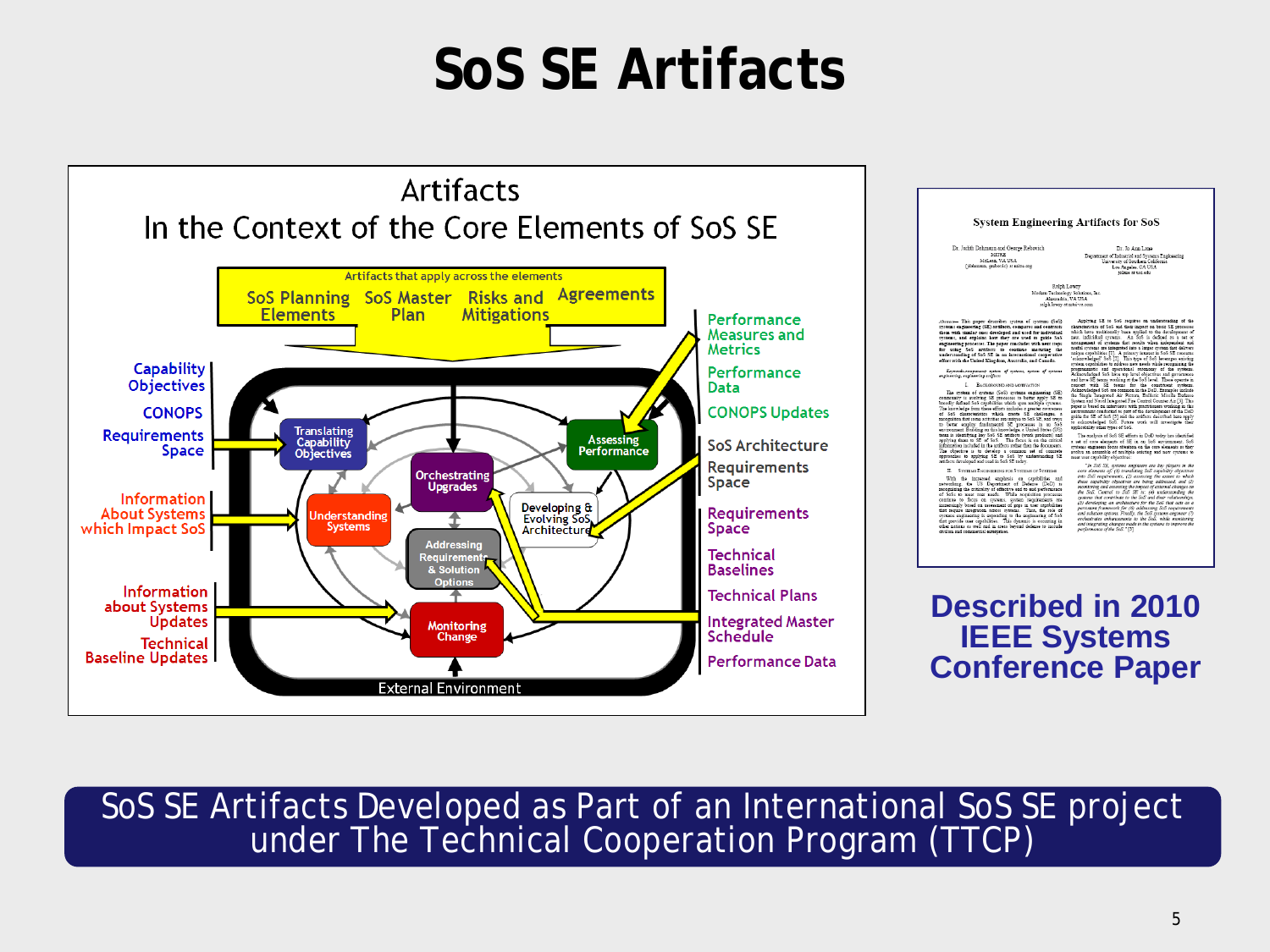# SoS SE Artifacts

## Artifacts
## In the Context of the Core Elements of SoS SE

Artifacts that apply across the elements

SoS Planning Elements | SoS Master Plan | Risks and Mitigations | Agreements

Capability Objectives

CONOPS

Requirements Space

Information About Systems which Impact SoS

Information about Systems Updates

Technical Baseline Updates

Translating Capability Objectives

Orchestrating Upgrades

Assessing Performance

Understanding Systems

Developing & Evolving SoS Architecture

Addressing Requirements & Solution Options

Monitoring Change

External Environment

Performance Measures and Metrics

Performance Data

CONOPS Updates

SoS Architecture

Requirements Space

Requirements Space

Technical Baselines

Technical Plans

Integrated Master Schedule

Performance Data

**Described in 2010 IEEE Systems Conference Paper**

SoS SE Artifacts Developed as Part of an International SoS SE project under The Technical Cooperation Program (TTCP)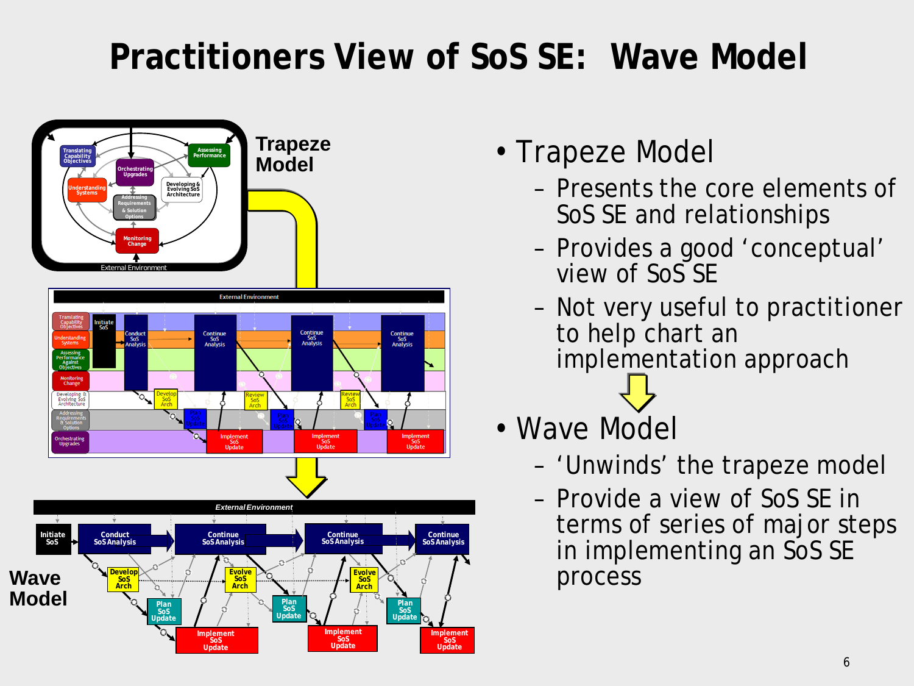# Practitioners View of SoS SE: Wave Model

- Trapeze Model
  - Presents the core elements of SoS SE and relationships
  - Provides a good 'conceptual' view of SoS SE
  - Not very useful to practitioner to help chart an implementation approach
- Wave Model
  - 'Unwinds' the trapeze model
  - Provide a view of SoS SE in terms of series of major steps in implementing an SoS SE process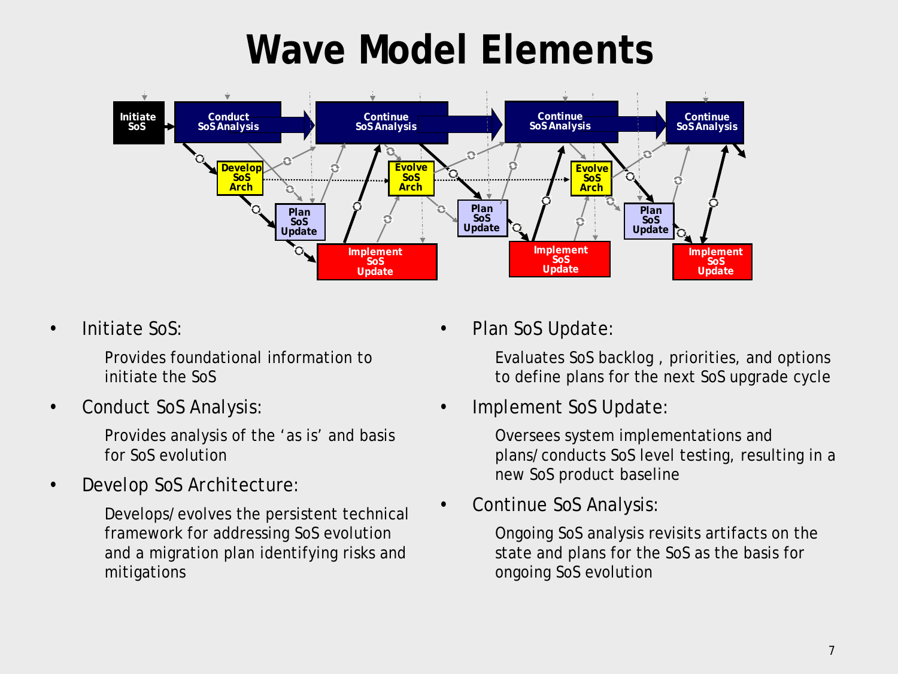# Wave Model Elements

- Initiate SoS:

  Provides foundational information to initiate the SoS

- Conduct SoS Analysis:

  Provides analysis of the 'as is' and basis for SoS evolution

- Develop SoS Architecture:

  Develops/evolves the persistent technical framework for addressing SoS evolution and a migration plan identifying risks and mitigations

- Plan SoS Update:

  Evaluates SoS backlog , priorities, and options to define plans for the next SoS upgrade cycle

- Implement SoS Update:

  Oversees system implementations and plans/conducts SoS level testing, resulting in a new SoS product baseline

- Continue SoS Analysis:

  Ongoing SoS analysis revisits artifacts on the state and plans for the SoS as the basis for ongoing SoS evolution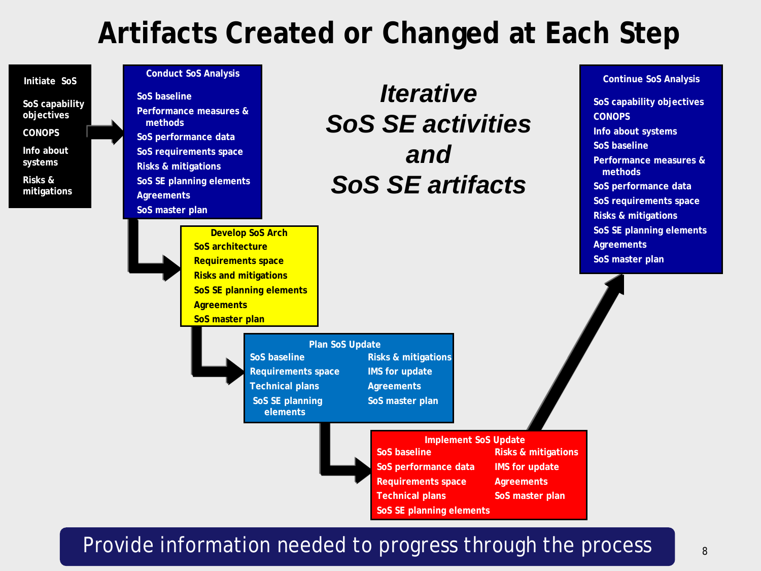# Artifacts Created or Changed at Each Step

*Iterative SoS SE activities and SoS SE artifacts*

### Initiate SoS

- SoS capability objectives
- CONOPS
- Info about systems
- Risks & mitigations

### Conduct SoS Analysis

- SoS baseline
- Performance measures & methods
- SoS performance data
- SoS requirements space
- Risks & mitigations
- SoS SE planning elements
- Agreements
- SoS master plan

### Develop SoS Arch

- SoS architecture
- Requirements space
- Risks and mitigations
- SoS SE planning elements
- Agreements
- SoS master plan

### Plan SoS Update

- SoS baseline
- Requirements space
- Technical plans
- SoS SE planning elements
- Risks & mitigations
- IMS for update
- Agreements
- SoS master plan

### Implement SoS Update

- SoS baseline
- SoS performance data
- Requirements space
- Technical plans
- SoS SE planning elements
- Risks & mitigations
- IMS for update
- Agreements
- SoS master plan

### Continue SoS Analysis

- SoS capability objectives
- CONOPS
- Info about systems
- SoS baseline
- Performance measures & methods
- SoS performance data
- SoS requirements space
- Risks & mitigations
- SoS SE planning elements
- Agreements
- SoS master plan

Provide information needed to progress through the process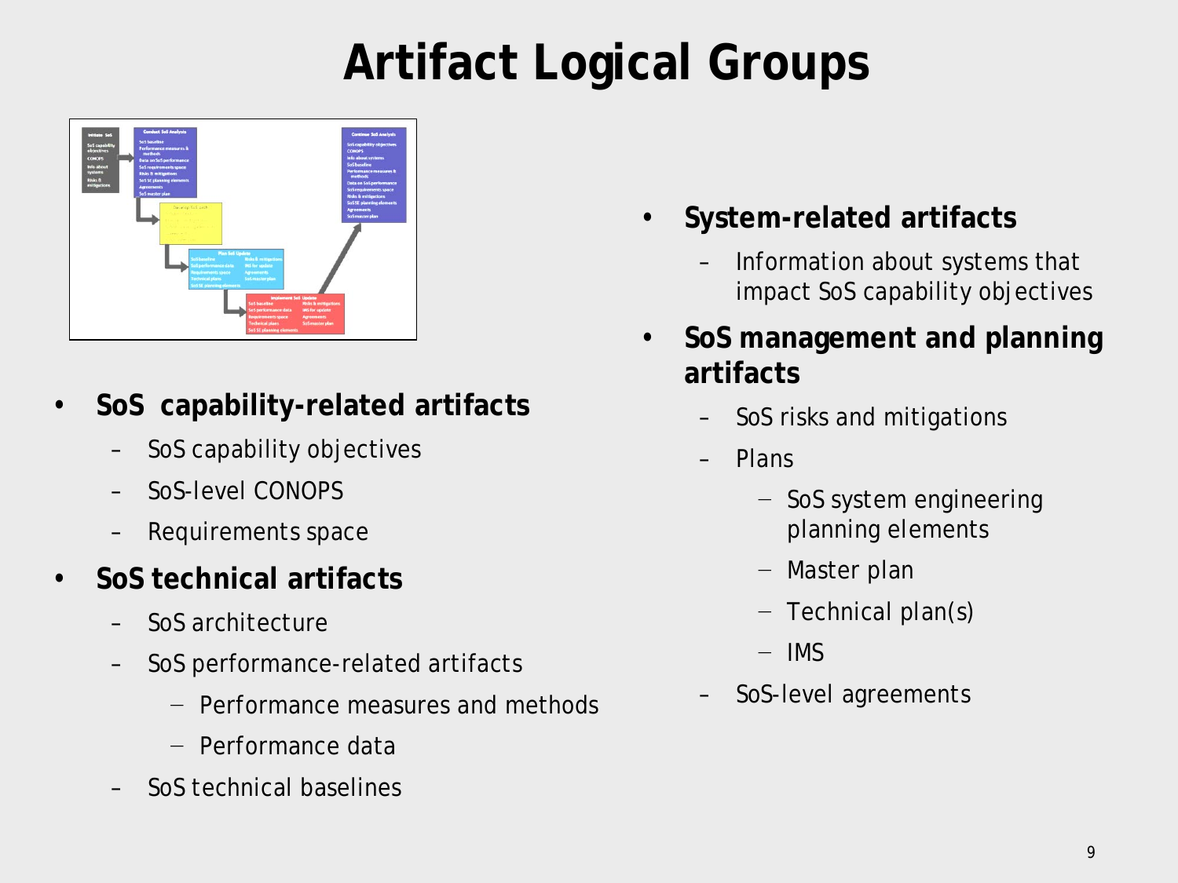# Artifact Logical Groups

- **SoS capability-related artifacts**
  - SoS capability objectives
  - SoS-level CONOPS
  - Requirements space
- **SoS technical artifacts**
  - SoS architecture
  - SoS performance-related artifacts
    - Performance measures and methods
    - Performance data
  - SoS technical baselines
- **System-related artifacts**
  - Information about systems that impact SoS capability objectives
- **SoS management and planning artifacts**
  - SoS risks and mitigations
  - Plans
    - SoS system engineering planning elements
    - Master plan
    - Technical plan(s)
    - IMS
  - SoS-level agreements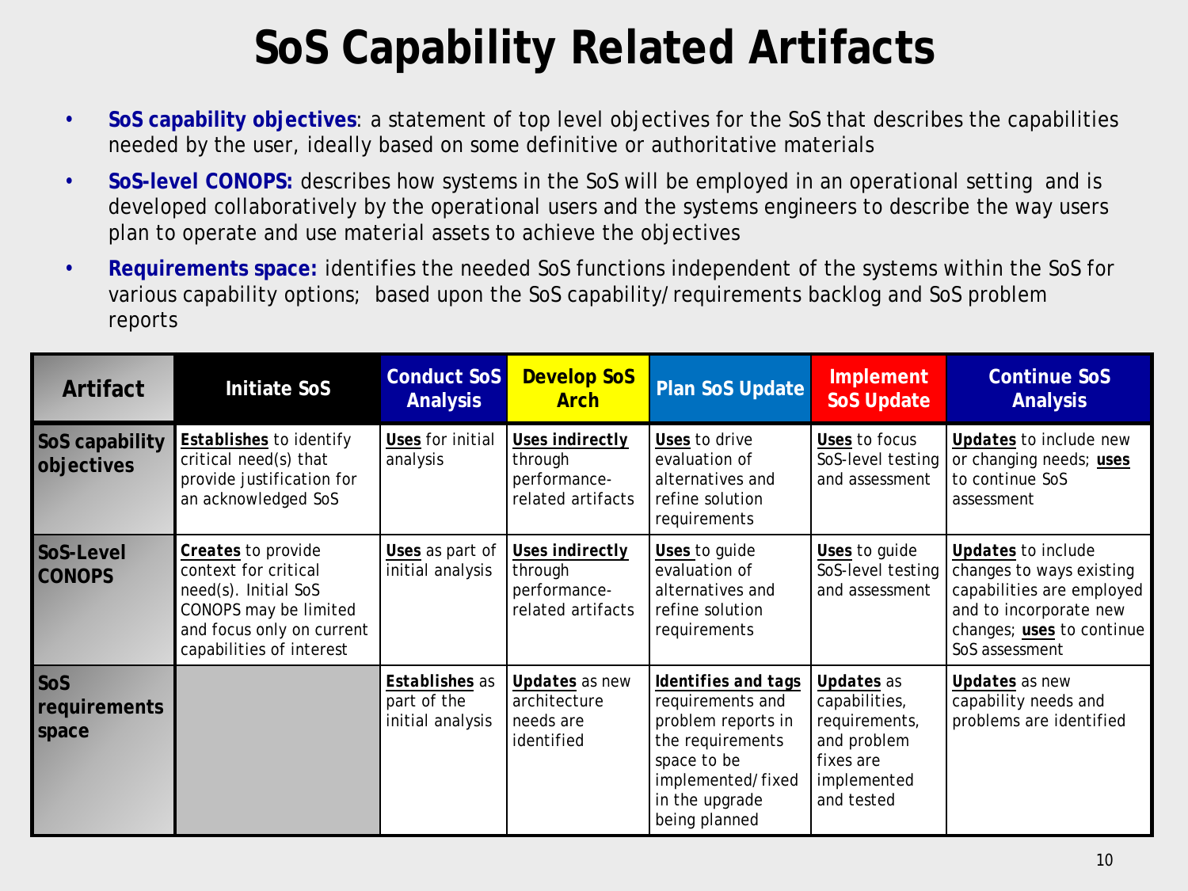# SoS Capability Related Artifacts

- **SoS capability objectives**: a statement of top level objectives for the SoS that describes the capabilities needed by the user, ideally based on some definitive or authoritative materials
- **SoS-level CONOPS:** describes how systems in the SoS will be employed in an operational setting and is developed collaboratively by the operational users and the systems engineers to describe the way users plan to operate and use material assets to achieve the objectives
- **Requirements space:** identifies the needed SoS functions independent of the systems within the SoS for various capability options; based upon the SoS capability/requirements backlog and SoS problem reports

| Artifact | Initiate SoS | Conduct SoS Analysis | Develop SoS Arch | Plan SoS Update | Implement SoS Update | Continue SoS Analysis |
|---|---|---|---|---|---|---|
| **SoS capability objectives** | **Establishes** to identify critical need(s) that provide justification for an acknowledged SoS | **Uses** for initial analysis | **Uses indirectly** through performance-related artifacts | **Uses** to drive evaluation of alternatives and refine solution requirements | **Uses** to focus SoS-level testing and assessment | **Updates** to include new or changing needs; **uses** to continue SoS assessment |
| **SoS-Level CONOPS** | **Creates** to provide context for critical need(s). Initial SoS CONOPS may be limited and focus only on current capabilities of interest | **Uses** as part of initial analysis | **Uses indirectly** through performance-related artifacts | **Uses** to guide evaluation of alternatives and refine solution requirements | **Uses** to guide SoS-level testing and assessment | **Updates** to include changes to ways existing capabilities are employed and to incorporate new changes; **uses** to continue SoS assessment |
| **SoS requirements space** | | **Establishes** as part of the initial analysis | **Updates** as new architecture needs are identified | **Identifies and tags** requirements and problem reports in the requirements space to be implemented/fixed in the upgrade being planned | **Updates** as capabilities, requirements, and problem fixes are implemented and tested | **Updates** as new capability needs and problems are identified |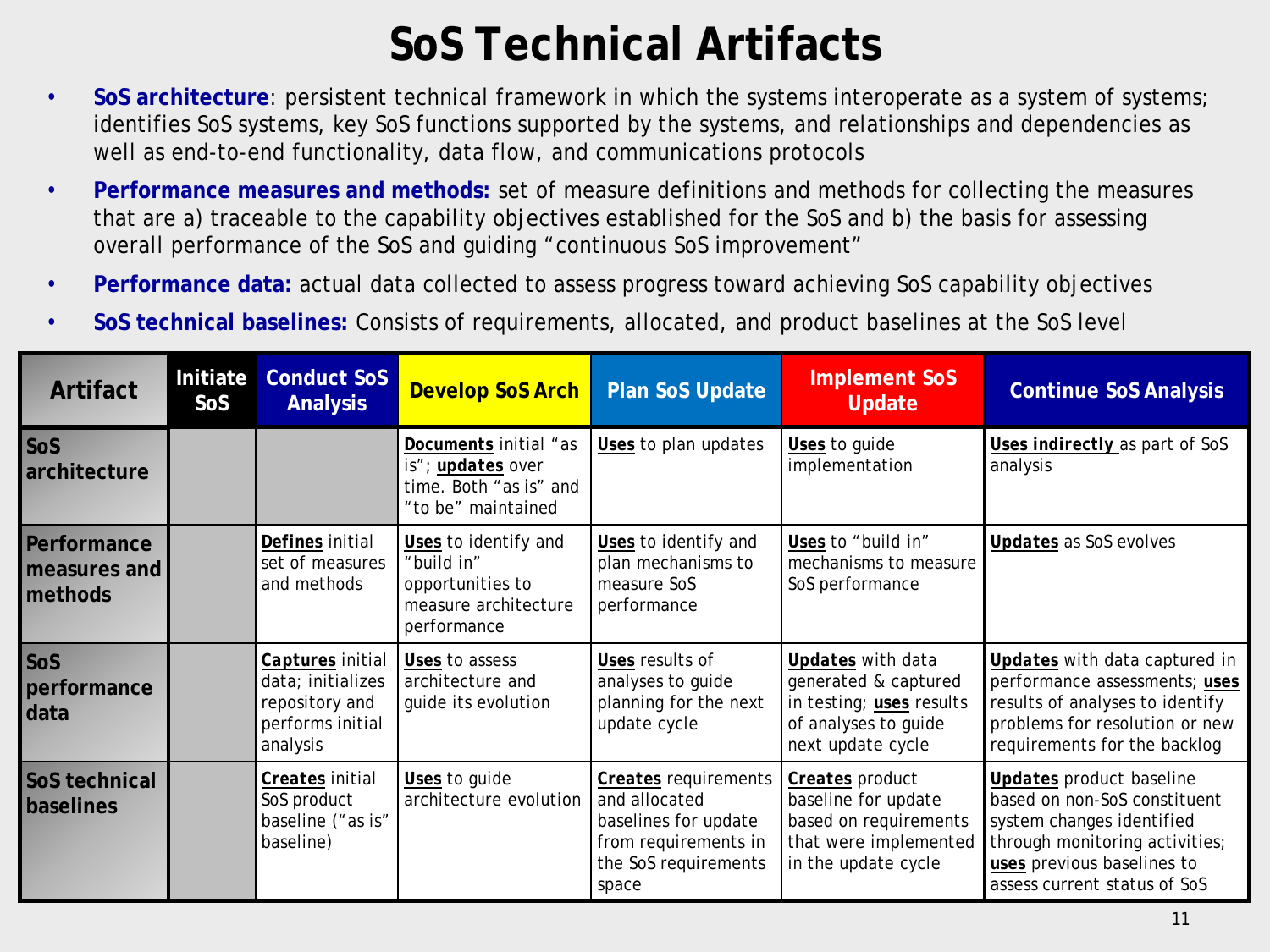# SoS Technical Artifacts

- **SoS architecture**: persistent technical framework in which the systems interoperate as a system of systems; identifies SoS systems, key SoS functions supported by the systems, and relationships and dependencies as well as end-to-end functionality, data flow, and communications protocols
- **Performance measures and methods:** set of measure definitions and methods for collecting the measures that are a) traceable to the capability objectives established for the SoS and b) the basis for assessing overall performance of the SoS and guiding "continuous SoS improvement"
- **Performance data:** actual data collected to assess progress toward achieving SoS capability objectives
- **SoS technical baselines:** Consists of requirements, allocated, and product baselines at the SoS level

| Artifact | Initiate SoS | Conduct SoS Analysis | Develop SoS Arch | Plan SoS Update | Implement SoS Update | Continue SoS Analysis |
|---|---|---|---|---|---|---|
| **SoS architecture** | | | **Documents** initial "as is"; **updates** over time. Both "as is" and "to be" maintained | **Uses** to plan updates | **Uses** to guide implementation | **Uses indirectly** as part of SoS analysis |
| **Performance measures and methods** | | **Defines** initial set of measures and methods | **Uses** to identify and "build in" opportunities to measure architecture performance | **Uses** to identify and plan mechanisms to measure SoS performance | **Uses** to "build in" mechanisms to measure SoS performance | **Updates** as SoS evolves |
| **SoS performance data** | | **Captures** initial data; initializes repository and performs initial analysis | **Uses** to assess architecture and guide its evolution | **Uses** results of analyses to guide planning for the next update cycle | **Updates** with data generated & captured in testing; **uses** results of analyses to guide next update cycle | **Updates** with data captured in performance assessments; **uses** results of analyses to identify problems for resolution or new requirements for the backlog |
| **SoS technical baselines** | | **Creates** initial SoS product baseline ("as is" baseline) | **Uses** to guide architecture evolution | **Creates** requirements and allocated baselines for update from requirements in the SoS requirements space | **Creates** product baseline for update based on requirements that were implemented in the update cycle | **Updates** product baseline based on non-SoS constituent system changes identified through monitoring activities; **uses** previous baselines to assess current status of SoS |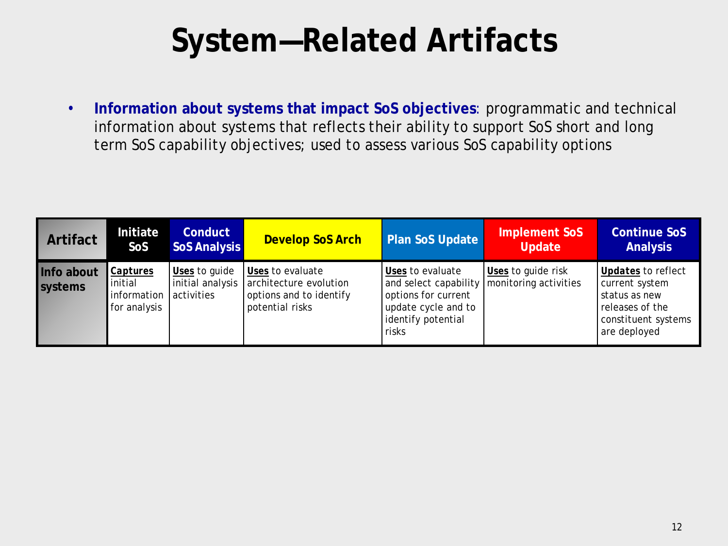# System—Related Artifacts

- **Information about systems that impact SoS objectives**: programmatic and technical information about systems that reflects their ability to support SoS short and long term SoS capability objectives; used to assess various SoS capability options

| Artifact | Initiate SoS | Conduct SoS Analysis | Develop SoS Arch | Plan SoS Update | Implement SoS Update | Continue SoS Analysis |
|---|---|---|---|---|---|---|
| **Info about systems** | **Captures** initial information for analysis | **Uses** to guide initial analysis activities | **Uses** to evaluate architecture evolution options and to identify potential risks | **Uses** to evaluate and select capability options for current update cycle and to identify potential risks | **Uses** to guide risk monitoring activities | **Updates** to reflect current system status as new releases of the constituent systems are deployed |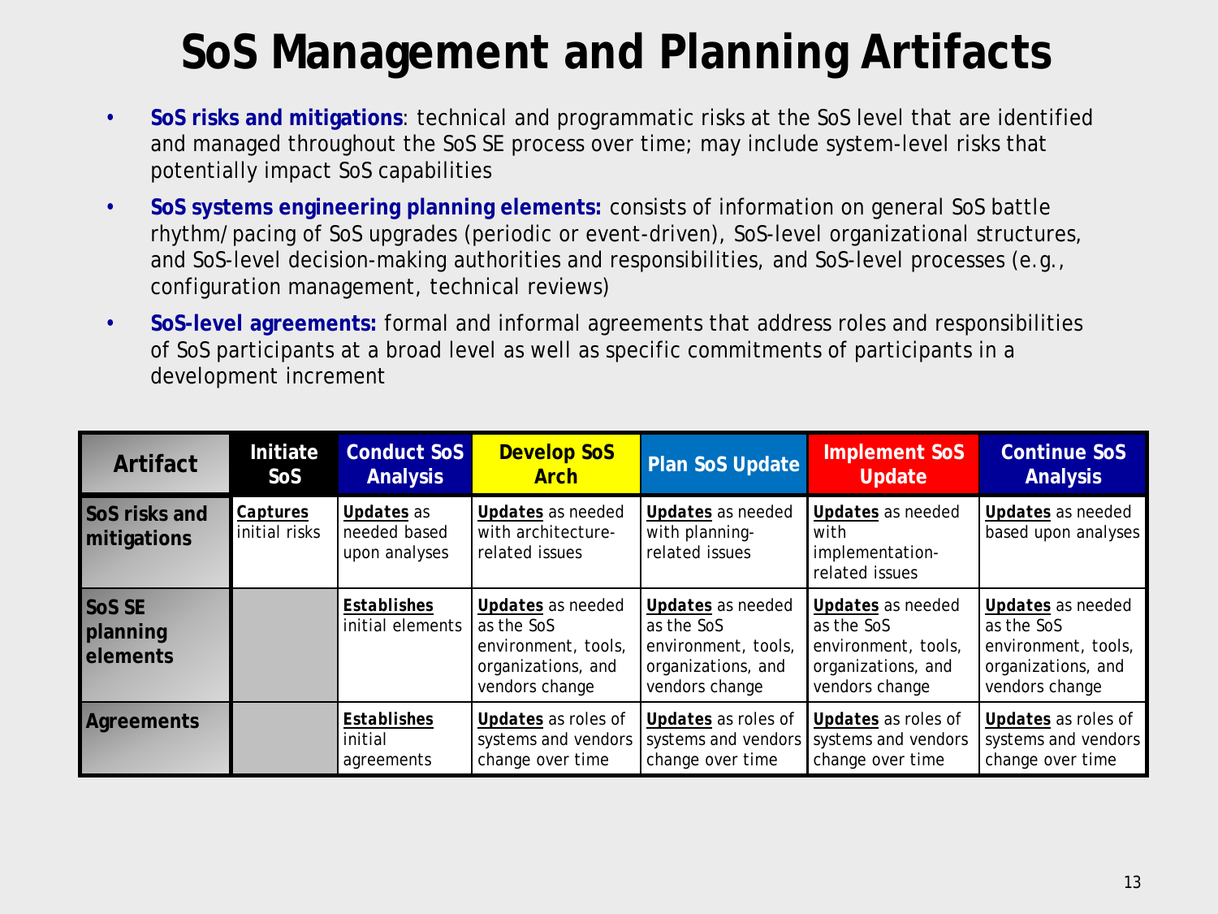# SoS Management and Planning Artifacts

- **SoS risks and mitigations**: technical and programmatic risks at the SoS level that are identified and managed throughout the SoS SE process over time; may include system-level risks that potentially impact SoS capabilities
- **SoS systems engineering planning elements:** consists of information on general SoS battle rhythm/pacing of SoS upgrades (periodic or event-driven), SoS-level organizational structures, and SoS-level decision-making authorities and responsibilities, and SoS-level processes (e.g., configuration management, technical reviews)
- **SoS-level agreements:** formal and informal agreements that address roles and responsibilities of SoS participants at a broad level as well as specific commitments of participants in a development increment

| Artifact | Initiate SoS | Conduct SoS Analysis | Develop SoS Arch | Plan SoS Update | Implement SoS Update | Continue SoS Analysis |
|---|---|---|---|---|---|---|
| **SoS risks and mitigations** | **Captures** initial risks | **Updates** as needed based upon analyses | **Updates** as needed with architecture-related issues | **Updates** as needed with planning-related issues | **Updates** as needed with implementation-related issues | **Updates** as needed based upon analyses |
| **SoS SE planning elements** | | **Establishes** initial elements | **Updates** as needed as the SoS environment, tools, organizations, and vendors change | **Updates** as needed as the SoS environment, tools, organizations, and vendors change | **Updates** as needed as the SoS environment, tools, organizations, and vendors change | **Updates** as needed as the SoS environment, tools, organizations, and vendors change |
| **Agreements** | | **Establishes** initial agreements | **Updates** as roles of systems and vendors change over time | **Updates** as roles of systems and vendors change over time | **Updates** as roles of systems and vendors change over time | **Updates** as roles of systems and vendors change over time |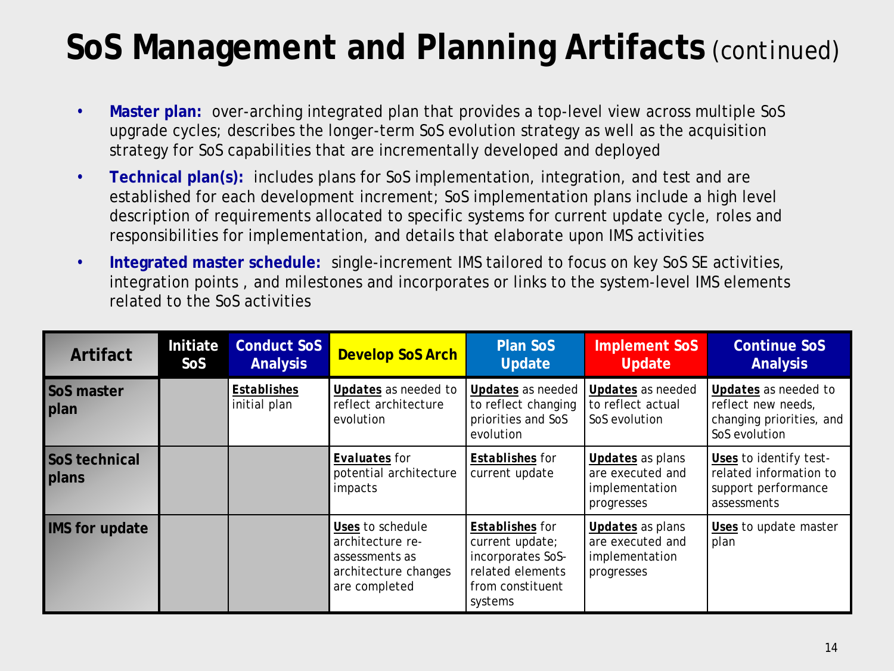# SoS Management and Planning Artifacts (continued)

- **Master plan:** over-arching integrated plan that provides a top-level view across multiple SoS upgrade cycles; describes the longer-term SoS evolution strategy as well as the acquisition strategy for SoS capabilities that are incrementally developed and deployed
- **Technical plan(s):** includes plans for SoS implementation, integration, and test and are established for each development increment; SoS implementation plans include a high level description of requirements allocated to specific systems for current update cycle, roles and responsibilities for implementation, and details that elaborate upon IMS activities
- **Integrated master schedule:** single-increment IMS tailored to focus on key SoS SE activities, integration points , and milestones and incorporates or links to the system-level IMS elements related to the SoS activities

| Artifact | Initiate SoS | Conduct SoS Analysis | Develop SoS Arch | Plan SoS Update | Implement SoS Update | Continue SoS Analysis |
|---|---|---|---|---|---|---|
| **SoS master plan** | | **Establishes** initial plan | **Updates** as needed to reflect architecture evolution | **Updates** as needed to reflect changing priorities and SoS evolution | **Updates** as needed to reflect actual SoS evolution | **Updates** as needed to reflect new needs, changing priorities, and SoS evolution |
| **SoS technical plans** | | | **Evaluates** for potential architecture impacts | **Establishes** for current update | **Updates** as plans are executed and implementation progresses | **Uses** to identify test-related information to support performance assessments |
| **IMS for update** | | | **Uses** to schedule architecture re-assessments as architecture changes are completed | **Establishes** for current update; incorporates SoS-related elements from constituent systems | **Updates** as plans are executed and implementation progresses | **Uses** to update master plan |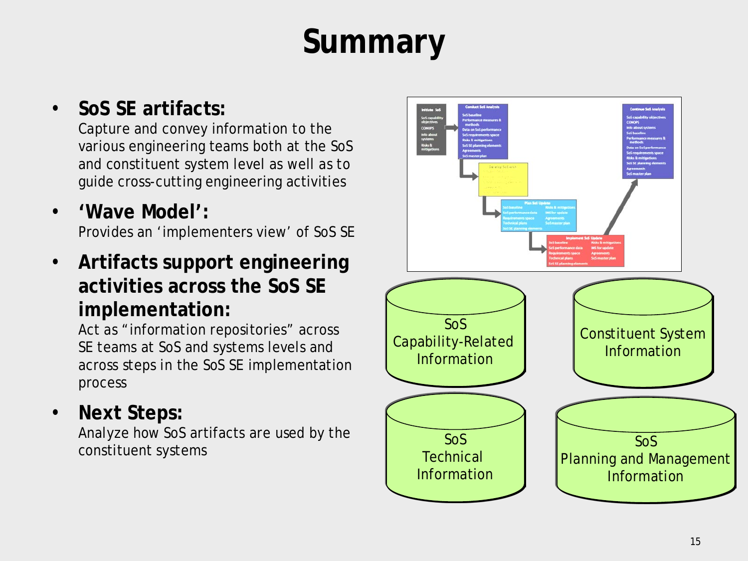# Summary

- **SoS SE artifacts:**
  Capture and convey information to the various engineering teams both at the SoS and constituent system level as well as to guide cross-cutting engineering activities
- **'Wave Model':**
  Provides an 'implementers view' of SoS SE
- **Artifacts support engineering activities across the SoS SE implementation:**
  Act as "information repositories" across SE teams at SoS and systems levels and across steps in the SoS SE implementation process
- **Next Steps:**
  Analyze how SoS artifacts are used by the constituent systems

SoS Capability-Related Information

Constituent System Information

SoS Technical Information

SoS Planning and Management Information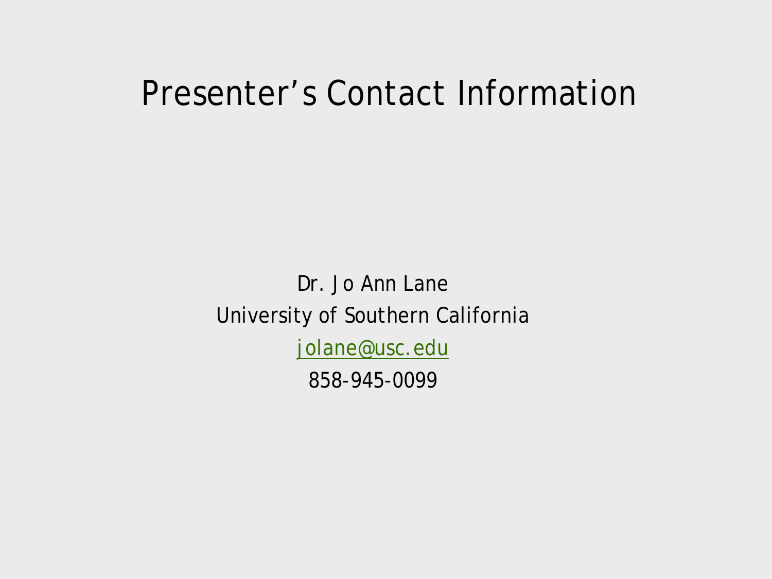# Presenter's Contact Information

Dr. Jo Ann Lane

University of Southern California

jolane@usc.edu

858-945-0099